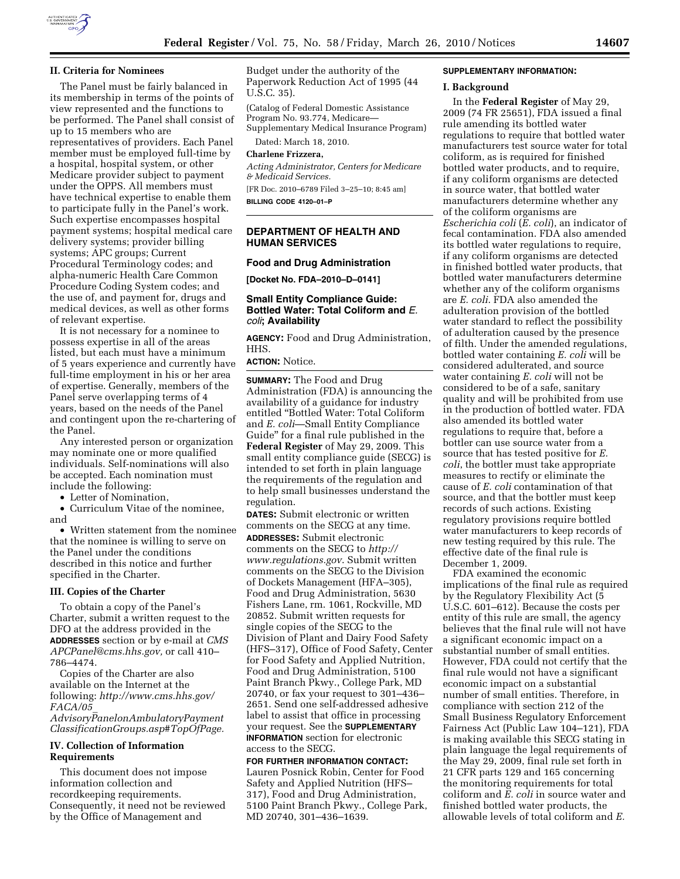## II. Criteria for Nominees

The Panel must be fairly balanced in its membership in terms of the points of view represented and the functions to be performed. The Panel shall consist of up to 15 members who are representatives of providers. Each Panel member must be employed full-time by a hospital, hospital system, or other Medicare provider subject to payment under the OPPS. All members must have technical expertise to enable them to participate fully in the Panel's work. Such expertise encompasses hospital payment systems; hospital medical care delivery systems; provider billing systems; APC groups; Current Procedural Terminology codes; and alpha-numeric Health Care Common Procedure Coding System codes; and the use of, and payment for, drugs and medical devices, as well as other forms of relevant expertise.

It is not necessary for a nominee to possess expertise in all of the areas listed, but each must have a minimum of 5 years experience and currently have full-time employment in his or her area of expertise. Generally, members of the Panel serve overlapping terms of 4 years, based on the needs of the Panel and contingent upon the re-chartering of the Panel.

Any interested person or organization may nominate one or more qualified individuals. Self-nominations will also be accepted. Each nomination must include the following:

- Letter of Nomination,
- Curriculum Vitae of the nominee, and
- Written statement from the nominee that the nominee is willing to serve on the Panel under the conditions described in this notice and further specified in the Charter.

## III. Copies of the Charter

To obtain a copy of the Panel's Charter, submit a written request to the DFO at the address provided in the **ADDRESSES** section or by e-mail at *CMS APCPanel@cms.hhs.gov,* or call 410–786–4474.

Copies of the Charter are also available on the Internet at the following: *http://www.cms.hhs.gov/FACA/05_AdvisoryPanelonAmbulatoryPaymentClassificationGroups.asp#TopOfPage.*

## IV. Collection of Information Requirements

This document does not impose information collection and recordkeeping requirements. Consequently, it need not be reviewed by the Office of Management and Budget under the authority of the Paperwork Reduction Act of 1995 (44 U.S.C. 35).

(Catalog of Federal Domestic Assistance Program No. 93.774, Medicare—Supplementary Medical Insurance Program)

Dated: March 18, 2010.

**Charlene Frizzera,**

*Acting Administrator, Centers for Medicare & Medicaid Services.*

[FR Doc. 2010–6789 Filed 3–25–10; 8:45 am]

**BILLING CODE 4120–01–P**

---

# DEPARTMENT OF HEALTH AND HUMAN SERVICES

## Food and Drug Administration

**[Docket No. FDA–2010–D–0141]**

## Small Entity Compliance Guide: Bottled Water: Total Coliform and *E. coli*; Availability

**AGENCY:** Food and Drug Administration, HHS.

**ACTION:** Notice.

**SUMMARY:** The Food and Drug Administration (FDA) is announcing the availability of a guidance for industry entitled "Bottled Water: Total Coliform and *E. coli*—Small Entity Compliance Guide" for a final rule published in the **Federal Register** of May 29, 2009. This small entity compliance guide (SECG) is intended to set forth in plain language the requirements of the regulation and to help small businesses understand the regulation.

**DATES:** Submit electronic or written comments on the SECG at any time.

**ADDRESSES:** Submit electronic comments on the SECG to *http://www.regulations.gov*. Submit written comments on the SECG to the Division of Dockets Management (HFA–305), Food and Drug Administration, 5630 Fishers Lane, rm. 1061, Rockville, MD 20852. Submit written requests for single copies of the SECG to the Division of Plant and Dairy Food Safety (HFS–317), Office of Food Safety, Center for Food Safety and Applied Nutrition, Food and Drug Administration, 5100 Paint Branch Pkwy., College Park, MD 20740, or fax your request to 301–436–2651. Send one self-addressed adhesive label to assist that office in processing your request. See the **SUPPLEMENTARY INFORMATION** section for electronic access to the SECG.

**FOR FURTHER INFORMATION CONTACT:** Lauren Posnick Robin, Center for Food Safety and Applied Nutrition (HFS–317), Food and Drug Administration, 5100 Paint Branch Pkwy., College Park, MD 20740, 301–436–1639.

**SUPPLEMENTARY INFORMATION:**

### I. Background

In the **Federal Register** of May 29, 2009 (74 FR 25651), FDA issued a final rule amending its bottled water regulations to require that bottled water manufacturers test source water for total coliform, as is required for finished bottled water products, and to require, if any coliform organisms are detected in source water, that bottled water manufacturers determine whether any of the coliform organisms are *Escherichia coli* (*E. coli*), an indicator of fecal contamination. FDA also amended its bottled water regulations to require, if any coliform organisms are detected in finished bottled water products, that bottled water manufacturers determine whether any of the coliform organisms are *E. coli*. FDA also amended the adulteration provision of the bottled water standard to reflect the possibility of adulteration caused by the presence of filth. Under the amended regulations, bottled water containing *E. coli* will be considered adulterated, and source water containing *E. coli* will not be considered to be of a safe, sanitary quality and will be prohibited from use in the production of bottled water. FDA also amended its bottled water regulations to require that, before a bottler can use source water from a source that has tested positive for *E. coli*, the bottler must take appropriate measures to rectify or eliminate the cause of *E. coli* contamination of that source, and that the bottler must keep records of such actions. Existing regulatory provisions require bottled water manufacturers to keep records of new testing required by this rule. The effective date of the final rule is December 1, 2009.

FDA examined the economic implications of the final rule as required by the Regulatory Flexibility Act (5 U.S.C. 601–612). Because the costs per entity of this rule are small, the agency believes that the final rule will not have a significant economic impact on a substantial number of small entities. However, FDA could not certify that the final rule would not have a significant economic impact on a substantial number of small entities. Therefore, in compliance with section 212 of the Small Business Regulatory Enforcement Fairness Act (Public Law 104–121), FDA is making available this SECG stating in plain language the legal requirements of the May 29, 2009, final rule set forth in 21 CFR parts 129 and 165 concerning the monitoring requirements for total coliform and *E. coli* in source water and finished bottled water products, the allowable levels of total coliform and *E.*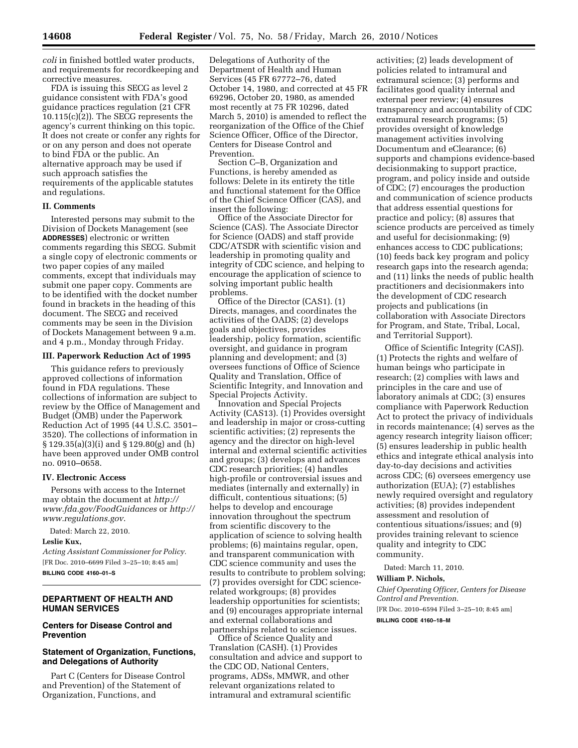*coli* in finished bottled water products, and requirements for recordkeeping and corrective measures.

FDA is issuing this SECG as level 2 guidance consistent with FDA's good guidance practices regulation (21 CFR 10.115(c)(2)). The SECG represents the agency's current thinking on this topic. It does not create or confer any rights for or on any person and does not operate to bind FDA or the public. An alternative approach may be used if such approach satisfies the requirements of the applicable statutes and regulations.

## II. Comments

Interested persons may submit to the Division of Dockets Management (see **ADDRESSES**) electronic or written comments regarding this SECG. Submit a single copy of electronic comments or two paper copies of any mailed comments, except that individuals may submit one paper copy. Comments are to be identified with the docket number found in brackets in the heading of this document. The SECG and received comments may be seen in the Division of Dockets Management between 9 a.m. and 4 p.m., Monday through Friday.

## III. Paperwork Reduction Act of 1995

This guidance refers to previously approved collections of information found in FDA regulations. These collections of information are subject to review by the Office of Management and Budget (OMB) under the Paperwork Reduction Act of 1995 (44 U.S.C. 3501–3520). The collections of information in § 129.35(a)(3)(i) and § 129.80(g) and (h) have been approved under OMB control no. 0910–0658.

## IV. Electronic Access

Persons with access to the Internet may obtain the document at *http://www.fda.gov/FoodGuidances* or *http://www.regulations.gov*.

Dated: March 22, 2010.

**Leslie Kux,**

*Acting Assistant Commissioner for Policy.*

[FR Doc. 2010–6699 Filed 3–25–10; 8:45 am]

**BILLING CODE 4160–01–S**

---

# DEPARTMENT OF HEALTH AND HUMAN SERVICES

## Centers for Disease Control and Prevention

## Statement of Organization, Functions, and Delegations of Authority

Part C (Centers for Disease Control and Prevention) of the Statement of Organization, Functions, and Delegations of Authority of the Department of Health and Human Services (45 FR 67772–76, dated October 14, 1980, and corrected at 45 FR 69296, October 20, 1980, as amended most recently at 75 FR 10296, dated March 5, 2010) is amended to reflect the reorganization of the Office of the Chief Science Officer, Office of the Director, Centers for Disease Control and Prevention.

Section C–B, Organization and Functions, is hereby amended as follows: Delete in its entirety the title and functional statement for the Office of the Chief Science Officer (CAS), and insert the following:

Office of the Associate Director for Science (CAS). The Associate Director for Science (OADS) and staff provide CDC/ATSDR with scientific vision and leadership in promoting quality and integrity of CDC science, and helping to encourage the application of science to solving important public health problems.

Office of the Director (CAS1). (1) Directs, manages, and coordinates the activities of the OADS; (2) develops goals and objectives, provides leadership, policy formation, scientific oversight, and guidance in program planning and development; and (3) oversees functions of Office of Science Quality and Translation, Office of Scientific Integrity, and Innovation and Special Projects Activity.

Innovation and Special Projects Activity (CAS13). (1) Provides oversight and leadership in major or cross-cutting scientific activities; (2) represents the agency and the director on high-level internal and external scientific activities and groups; (3) develops and advances CDC research priorities; (4) handles high-profile or controversial issues and mediates (internally and externally) in difficult, contentious situations; (5) helps to develop and encourage innovation throughout the spectrum from scientific discovery to the application of science to solving health problems; (6) maintains regular, open, and transparent communication with CDC science community and uses the results to contribute to problem solving; (7) provides oversight for CDC science-related workgroups; (8) provides leadership opportunities for scientists; and (9) encourages appropriate internal and external collaborations and partnerships related to science issues.

Office of Science Quality and Translation (CASH). (1) Provides consultation and advice and support to the CDC OD, National Centers, programs, ADSs, MMWR, and other relevant organizations related to intramural and extramural scientific activities; (2) leads development of policies related to intramural and extramural science; (3) performs and facilitates good quality internal and external peer review; (4) ensures transparency and accountability of CDC extramural research programs; (5) provides oversight of knowledge management activities involving Documentum and eClearance; (6) supports and champions evidence-based decisionmaking to support practice, program, and policy inside and outside of CDC; (7) encourages the production and communication of science products that address essential questions for practice and policy; (8) assures that science products are perceived as timely and useful for decisionmaking; (9) enhances access to CDC publications; (10) feeds back key program and policy research gaps into the research agenda; and (11) links the needs of public health practitioners and decisionmakers into the development of CDC research projects and publications (in collaboration with Associate Directors for Program, and State, Tribal, Local, and Territorial Support).

Office of Scientific Integrity (CASJ). (1) Protects the rights and welfare of human beings who participate in research; (2) complies with laws and principles in the care and use of laboratory animals at CDC; (3) ensures compliance with Paperwork Reduction Act to protect the privacy of individuals in records maintenance; (4) serves as the agency research integrity liaison officer; (5) ensures leadership in public health ethics and integrate ethical analysis into day-to-day decisions and activities across CDC; (6) oversees emergency use authorization (EUA); (7) establishes newly required oversight and regulatory activities; (8) provides independent assessment and resolution of contentious situations/issues; and (9) provides training relevant to science quality and integrity to CDC community.

Dated: March 11, 2010.

**William P. Nichols,**

*Chief Operating Officer, Centers for Disease Control and Prevention.*

[FR Doc. 2010–6594 Filed 3–25–10; 8:45 am]

**BILLING CODE 4160–18–M**